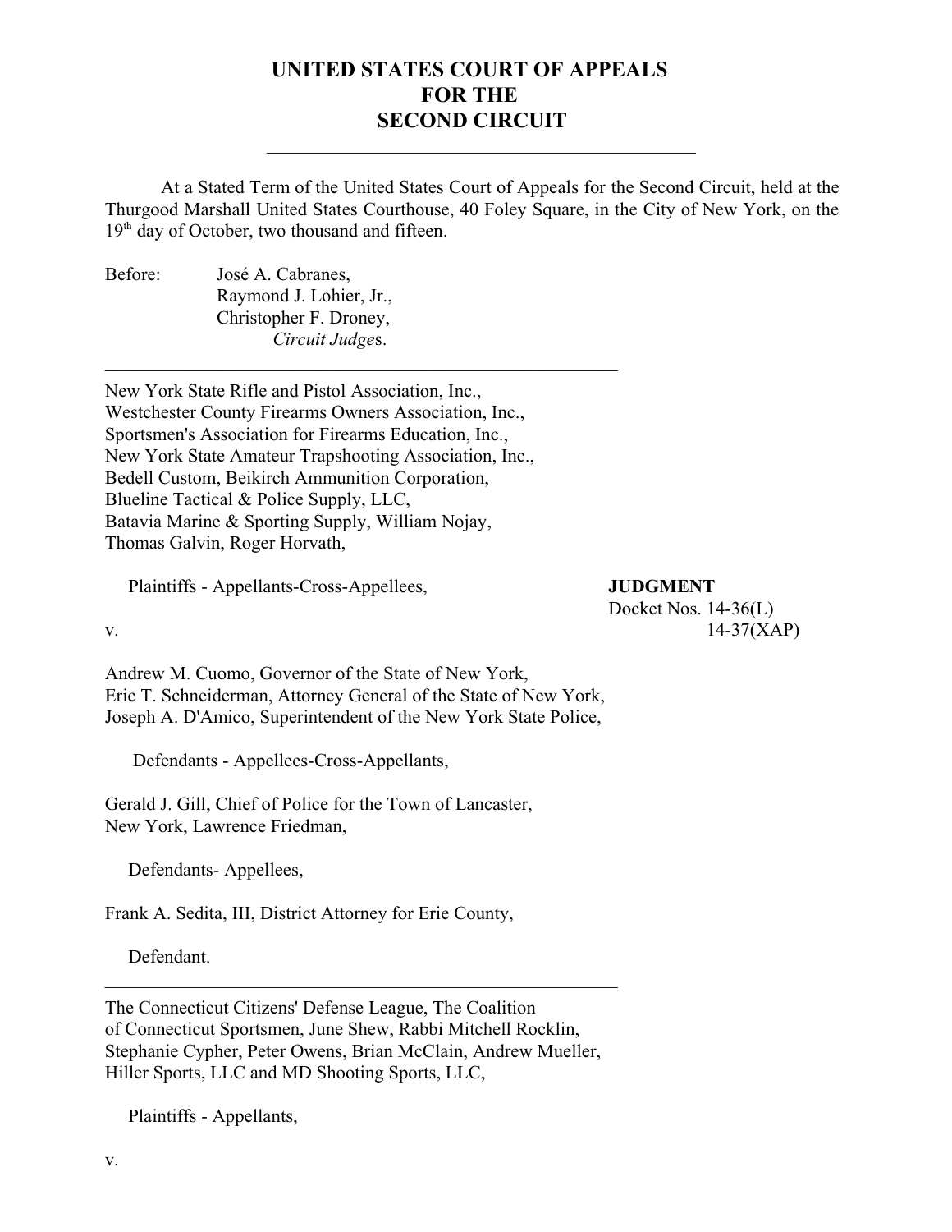# UNITED STATES COURT OF APPEALS
# FOR THE
# SECOND CIRCUIT

---

At a Stated Term of the United States Court of Appeals for the Second Circuit, held at the Thurgood Marshall United States Courthouse, 40 Foley Square, in the City of New York, on the 19th day of October, two thousand and fifteen.

Before: José A. Cabranes,
Raymond J. Lohier, Jr.,
Christopher F. Droney,
*Circuit Judges*.

---

New York State Rifle and Pistol Association, Inc.,
Westchester County Firearms Owners Association, Inc.,
Sportsmen's Association for Firearms Education, Inc.,
New York State Amateur Trapshooting Association, Inc.,
Bedell Custom, Beikirch Ammunition Corporation,
Blueline Tactical & Police Supply, LLC,
Batavia Marine & Sporting Supply, William Nojay,
Thomas Galvin, Roger Horvath,

Plaintiffs - Appellants-Cross-Appellees,

**JUDGMENT**
Docket Nos. 14-36(L)
14-37(XAP)

v.

Andrew M. Cuomo, Governor of the State of New York,
Eric T. Schneiderman, Attorney General of the State of New York,
Joseph A. D'Amico, Superintendent of the New York State Police,

Defendants - Appellees-Cross-Appellants,

Gerald J. Gill, Chief of Police for the Town of Lancaster,
New York, Lawrence Friedman,

Defendants- Appellees,

Frank A. Sedita, III, District Attorney for Erie County,

Defendant.

---

The Connecticut Citizens' Defense League, The Coalition
of Connecticut Sportsmen, June Shew, Rabbi Mitchell Rocklin,
Stephanie Cypher, Peter Owens, Brian McClain, Andrew Mueller,
Hiller Sports, LLC and MD Shooting Sports, LLC,

Plaintiffs - Appellants,

v.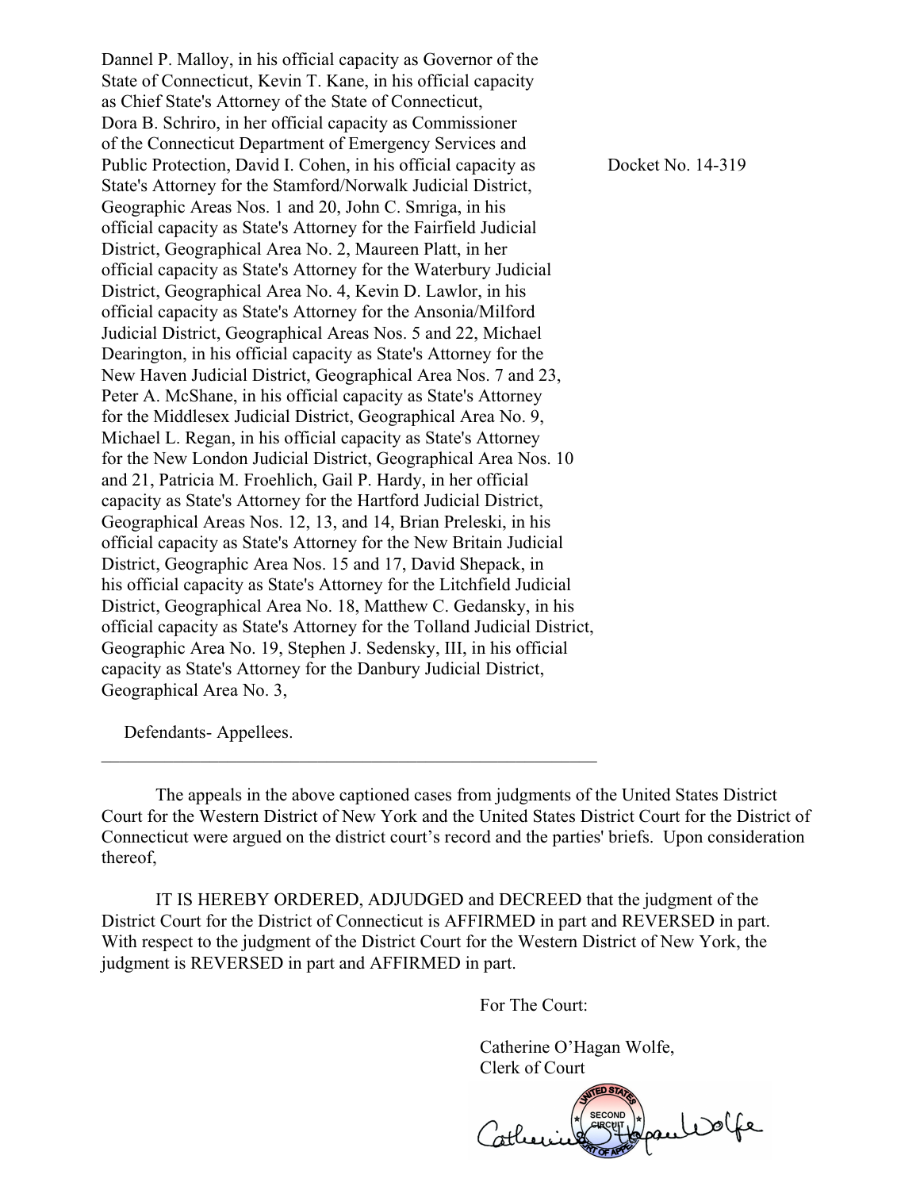Dannel P. Malloy, in his official capacity as Governor of the State of Connecticut, Kevin T. Kane, in his official capacity as Chief State's Attorney of the State of Connecticut, Dora B. Schriro, in her official capacity as Commissioner of the Connecticut Department of Emergency Services and Public Protection, David I. Cohen, in his official capacity as State's Attorney for the Stamford/Norwalk Judicial District, Geographic Areas Nos. 1 and 20, John C. Smriga, in his official capacity as State's Attorney for the Fairfield Judicial District, Geographical Area No. 2, Maureen Platt, in her official capacity as State's Attorney for the Waterbury Judicial District, Geographical Area No. 4, Kevin D. Lawlor, in his official capacity as State's Attorney for the Ansonia/Milford Judicial District, Geographical Areas Nos. 5 and 22, Michael Dearington, in his official capacity as State's Attorney for the New Haven Judicial District, Geographical Area Nos. 7 and 23, Peter A. McShane, in his official capacity as State's Attorney for the Middlesex Judicial District, Geographical Area No. 9, Michael L. Regan, in his official capacity as State's Attorney for the New London Judicial District, Geographical Area Nos. 10 and 21, Patricia M. Froehlich, Gail P. Hardy, in her official capacity as State's Attorney for the Hartford Judicial District, Geographical Areas Nos. 12, 13, and 14, Brian Preleski, in his official capacity as State's Attorney for the New Britain Judicial District, Geographic Area Nos. 15 and 17, David Shepack, in his official capacity as State's Attorney for the Litchfield Judicial District, Geographical Area No. 18, Matthew C. Gedansky, in his official capacity as State's Attorney for the Tolland Judicial District, Geographic Area No. 19, Stephen J. Sedensky, III, in his official capacity as State's Attorney for the Danbury Judicial District, Geographical Area No. 3,

Docket No. 14-319

Defendants- Appellees.

---

The appeals in the above captioned cases from judgments of the United States District Court for the Western District of New York and the United States District Court for the District of Connecticut were argued on the district court's record and the parties' briefs. Upon consideration thereof,

IT IS HEREBY ORDERED, ADJUDGED and DECREED that the judgment of the District Court for the District of Connecticut is AFFIRMED in part and REVERSED in part. With respect to the judgment of the District Court for the Western District of New York, the judgment is REVERSED in part and AFFIRMED in part.

For The Court:

Catherine O'Hagan Wolfe,
Clerk of Court